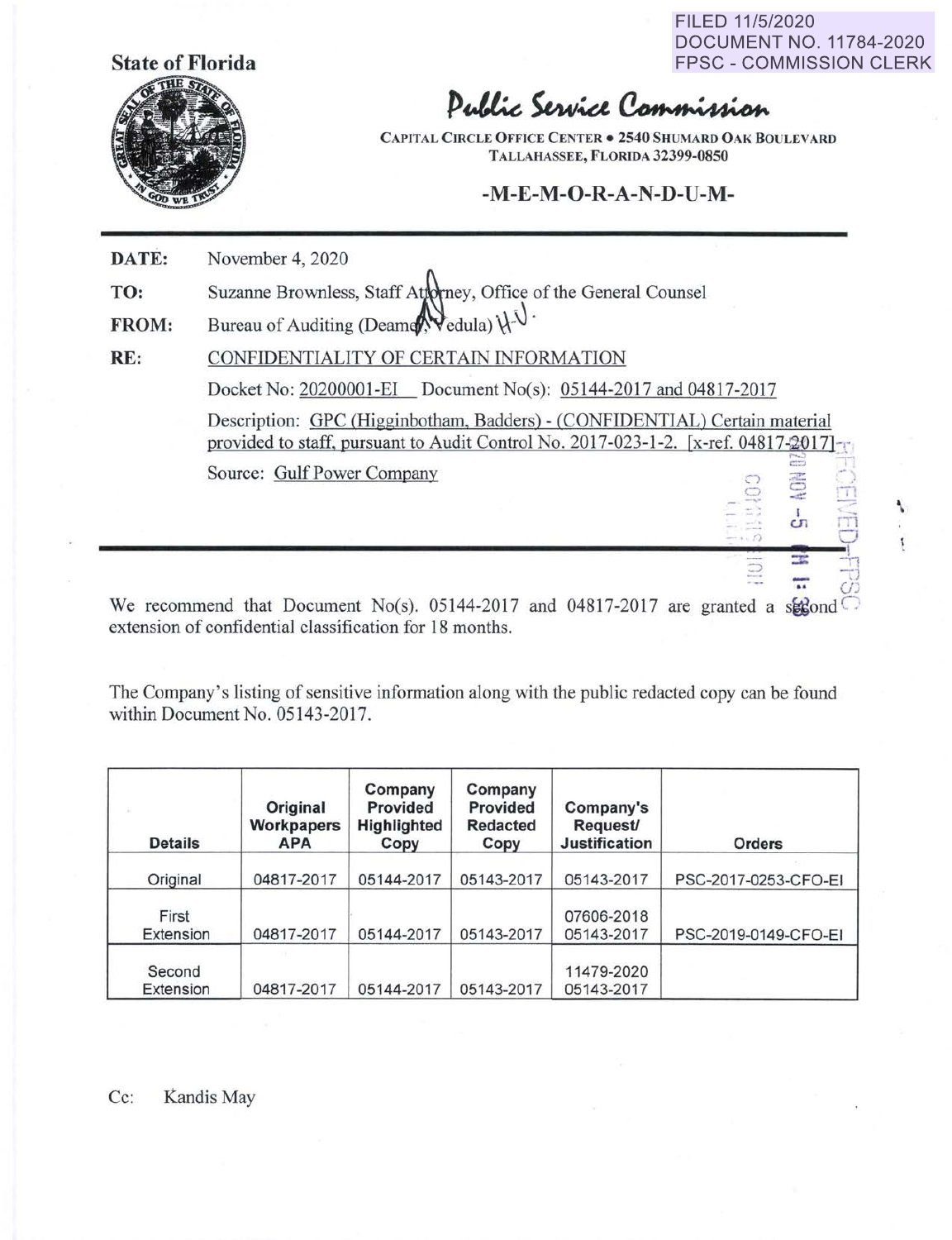FILED 11/5/2020
DOCUMENT NO. 11784-2020
FPSC - COMMISSION CLERK

**State of Florida**

# Public Service Commission

CAPITAL CIRCLE OFFICE CENTER • 2540 SHUMARD OAK BOULEVARD
TALLAHASSEE, FLORIDA 32399-0850

## -M-E-M-O-R-A-N-D-U-M-

**DATE:** November 4, 2020

**TO:** Suzanne Brownless, Staff Attorney, Office of the General Counsel

**FROM:** Bureau of Auditing (Deamer, Vedula)

**RE:** CONFIDENTIALITY OF CERTAIN INFORMATION

Docket No: 20200001-EI Document No(s): 05144-2017 and 04817-2017

Description: GPC (Higginbotham, Badders) - (CONFIDENTIAL) Certain material provided to staff, pursuant to Audit Control No. 2017-023-1-2. [x-ref. 04817-2017]

Source: Gulf Power Company

We recommend that Document No(s). 05144-2017 and 04817-2017 are granted a second extension of confidential classification for 18 months.

The Company's listing of sensitive information along with the public redacted copy can be found within Document No. 05143-2017.

| Details | Original Workpapers APA | Company Provided Highlighted Copy | Company Provided Redacted Copy | Company's Request/ Justification | Orders |
|---|---|---|---|---|---|
| Original | 04817-2017 | 05144-2017 | 05143-2017 | 05143-2017 | PSC-2017-0253-CFO-EI |
| First Extension | 04817-2017 | 05144-2017 | 05143-2017 | 07606-2018 05143-2017 | PSC-2019-0149-CFO-EI |
| Second Extension | 04817-2017 | 05144-2017 | 05143-2017 | 11479-2020 05143-2017 | |

Cc: Kandis May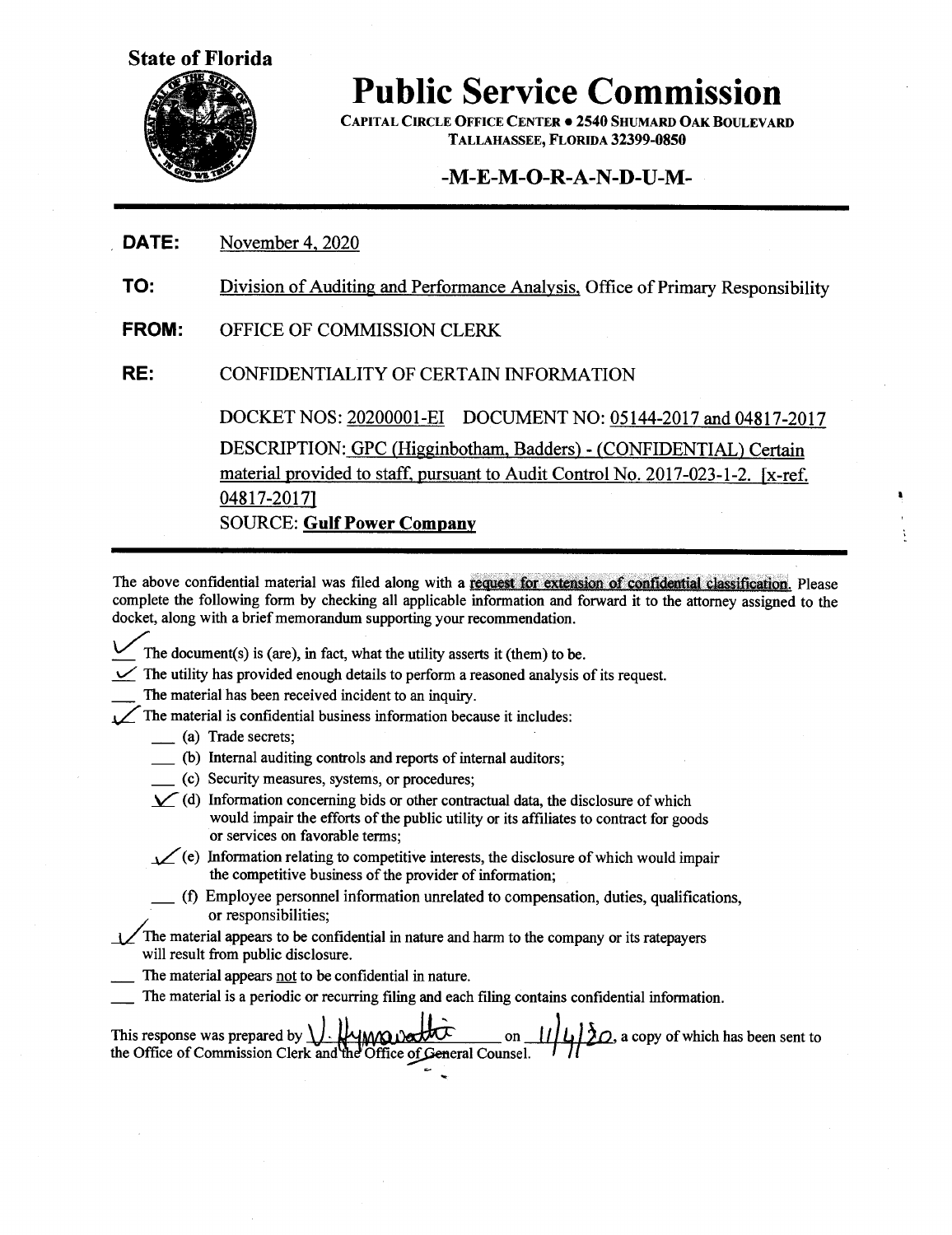**State of Florida**

# Public Service Commission

**CAPITAL CIRCLE OFFICE CENTER • 2540 SHUMARD OAK BOULEVARD**
**TALLAHASSEE, FLORIDA 32399-0850**

## -M-E-M-O-R-A-N-D-U-M-

---

**DATE:** November 4, 2020

**TO:** Division of Auditing and Performance Analysis, Office of Primary Responsibility

**FROM:** OFFICE OF COMMISSION CLERK

**RE:** CONFIDENTIALITY OF CERTAIN INFORMATION

DOCKET NOS: 20200001-EI DOCUMENT NO: 05144-2017 and 04817-2017

DESCRIPTION: GPC (Higginbotham, Badders) - (CONFIDENTIAL) Certain material provided to staff, pursuant to Audit Control No. 2017-023-1-2. [x-ref. 04817-2017]

SOURCE: **Gulf Power Company**

---

The above confidential material was filed along with a request for extension of confidential classification. Please complete the following form by checking all applicable information and forward it to the attorney assigned to the docket, along with a brief memorandum supporting your recommendation.

✓ The document(s) is (are), in fact, what the utility asserts it (them) to be.

✓ The utility has provided enough details to perform a reasoned analysis of its request.

___ The material has been received incident to an inquiry.

✓ The material is confidential business information because it includes:

- ___ (a) Trade secrets;
- ___ (b) Internal auditing controls and reports of internal auditors;
- ___ (c) Security measures, systems, or procedures;
- ✓ (d) Information concerning bids or other contractual data, the disclosure of which would impair the efforts of the public utility or its affiliates to contract for goods or services on favorable terms;
- ✓ (e) Information relating to competitive interests, the disclosure of which would impair the competitive business of the provider of information;
- ___ (f) Employee personnel information unrelated to compensation, duties, qualifications, or responsibilities;

✓ The material appears to be confidential in nature and harm to the company or its ratepayers will result from public disclosure.

___ The material appears not to be confidential in nature.

___ The material is a periodic or recurring filing and each filing contains confidential information.

This response was prepared by V. Hymavathi on 11/4/20, a copy of which has been sent to the Office of Commission Clerk and the Office of General Counsel.